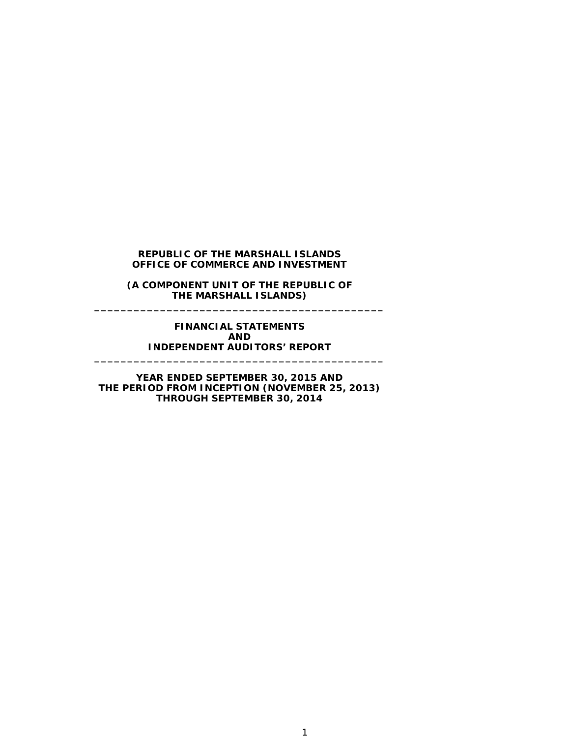**REPUBLIC OF THE MARSHALL ISLANDS**
**OFFICE OF COMMERCE AND INVESTMENT**

**(A COMPONENT UNIT OF THE REPUBLIC OF THE MARSHALL ISLANDS)**

---

**FINANCIAL STATEMENTS**
**AND**
**INDEPENDENT AUDITORS' REPORT**

---

**YEAR ENDED SEPTEMBER 30, 2015 AND**
**THE PERIOD FROM INCEPTION (NOVEMBER 25, 2013)**
**THROUGH SEPTEMBER 30, 2014**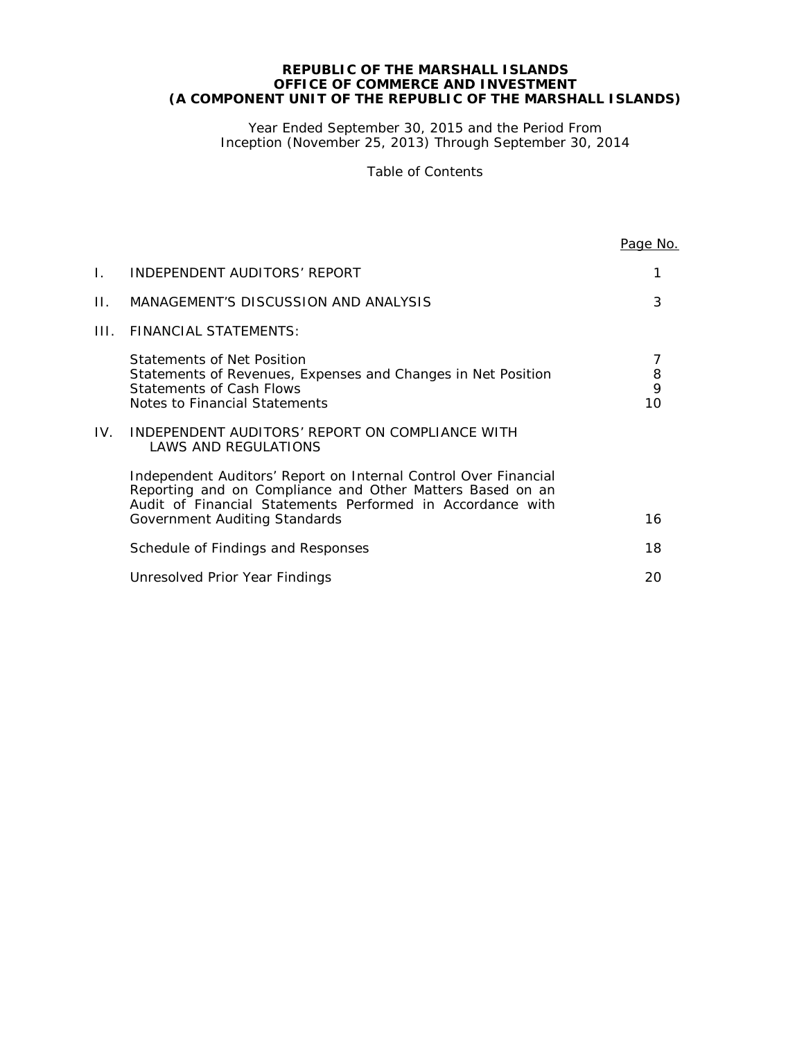**REPUBLIC OF THE MARSHALL ISLANDS**
**OFFICE OF COMMERCE AND INVESTMENT**
**(A COMPONENT UNIT OF THE REPUBLIC OF THE MARSHALL ISLANDS)**

Year Ended September 30, 2015 and the Period From Inception (November 25, 2013) Through September 30, 2014

Table of Contents

| | | Page No. |
|---|---|---|
| I. | INDEPENDENT AUDITORS' REPORT | 1 |
| II. | MANAGEMENT'S DISCUSSION AND ANALYSIS | 3 |
| III. | FINANCIAL STATEMENTS: | |
| | Statements of Net Position | 7 |
| | Statements of Revenues, Expenses and Changes in Net Position | 8 |
| | Statements of Cash Flows | 9 |
| | Notes to Financial Statements | 10 |
| IV. | INDEPENDENT AUDITORS' REPORT ON COMPLIANCE WITH LAWS AND REGULATIONS | |
| | Independent Auditors' Report on Internal Control Over Financial Reporting and on Compliance and Other Matters Based on an Audit of Financial Statements Performed in Accordance with Government Auditing Standards | 16 |
| | Schedule of Findings and Responses | 18 |
| | Unresolved Prior Year Findings | 20 |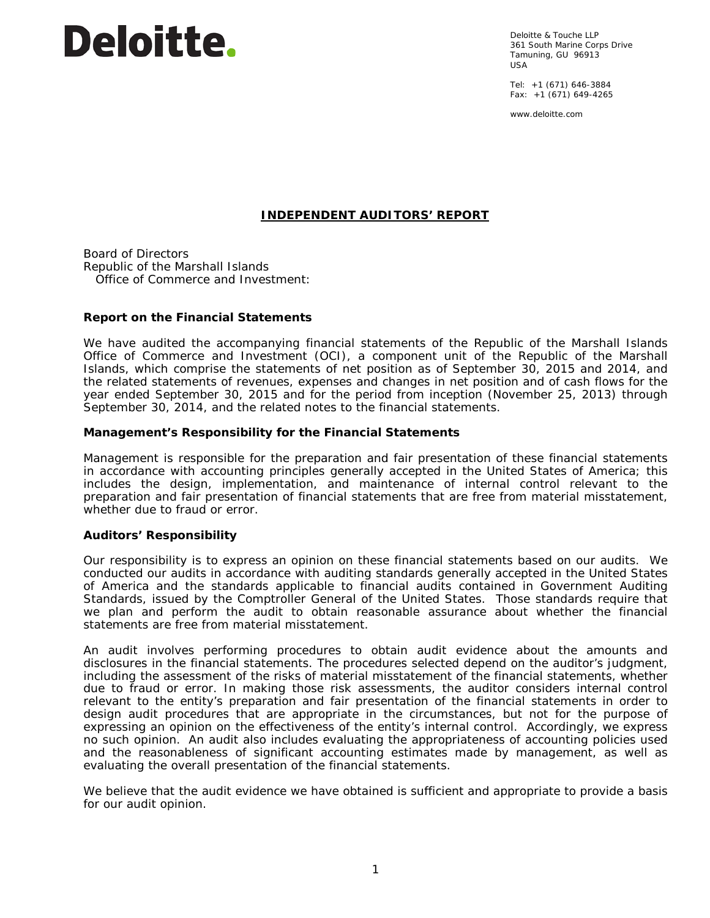# Deloitte.

Deloitte & Touche LLP
361 South Marine Corps Drive
Tamuning, GU 96913
USA

Tel: +1 (671) 646-3884
Fax: +1 (671) 649-4265

www.deloitte.com

## INDEPENDENT AUDITORS' REPORT

Board of Directors
Republic of the Marshall Islands
Office of Commerce and Investment:

### Report on the Financial Statements

We have audited the accompanying financial statements of the Republic of the Marshall Islands Office of Commerce and Investment (OCI), a component unit of the Republic of the Marshall Islands, which comprise the statements of net position as of September 30, 2015 and 2014, and the related statements of revenues, expenses and changes in net position and of cash flows for the year ended September 30, 2015 and for the period from inception (November 25, 2013) through September 30, 2014, and the related notes to the financial statements.

### Management's Responsibility for the Financial Statements

Management is responsible for the preparation and fair presentation of these financial statements in accordance with accounting principles generally accepted in the United States of America; this includes the design, implementation, and maintenance of internal control relevant to the preparation and fair presentation of financial statements that are free from material misstatement, whether due to fraud or error.

### Auditors' Responsibility

Our responsibility is to express an opinion on these financial statements based on our audits. We conducted our audits in accordance with auditing standards generally accepted in the United States of America and the standards applicable to financial audits contained in Government Auditing Standards, issued by the Comptroller General of the United States. Those standards require that we plan and perform the audit to obtain reasonable assurance about whether the financial statements are free from material misstatement.

An audit involves performing procedures to obtain audit evidence about the amounts and disclosures in the financial statements. The procedures selected depend on the auditor's judgment, including the assessment of the risks of material misstatement of the financial statements, whether due to fraud or error. In making those risk assessments, the auditor considers internal control relevant to the entity's preparation and fair presentation of the financial statements in order to design audit procedures that are appropriate in the circumstances, but not for the purpose of expressing an opinion on the effectiveness of the entity's internal control. Accordingly, we express no such opinion. An audit also includes evaluating the appropriateness of accounting policies used and the reasonableness of significant accounting estimates made by management, as well as evaluating the overall presentation of the financial statements.

We believe that the audit evidence we have obtained is sufficient and appropriate to provide a basis for our audit opinion.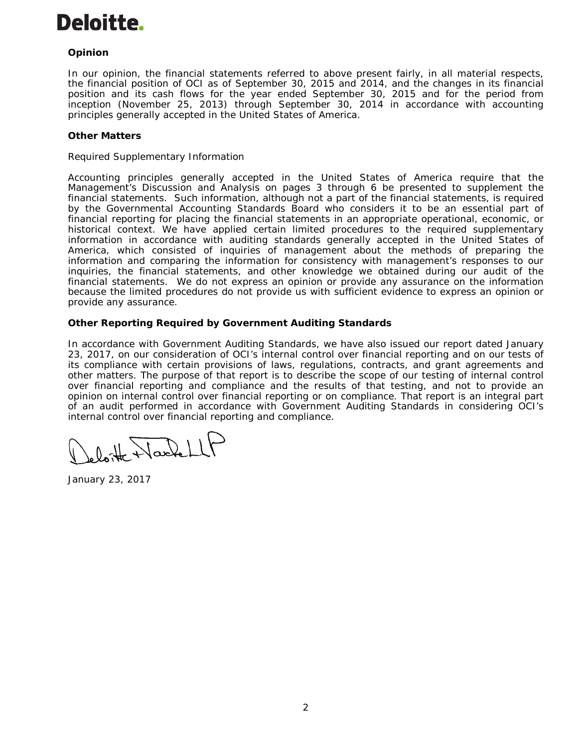**Opinion**

In our opinion, the financial statements referred to above present fairly, in all material respects, the financial position of OCI as of September 30, 2015 and 2014, and the changes in its financial position and its cash flows for the year ended September 30, 2015 and for the period from inception (November 25, 2013) through September 30, 2014 in accordance with accounting principles generally accepted in the United States of America.

**Other Matters**

Required Supplementary Information

Accounting principles generally accepted in the United States of America require that the Management's Discussion and Analysis on pages 3 through 6 be presented to supplement the financial statements. Such information, although not a part of the financial statements, is required by the Governmental Accounting Standards Board who considers it to be an essential part of financial reporting for placing the financial statements in an appropriate operational, economic, or historical context. We have applied certain limited procedures to the required supplementary information in accordance with auditing standards generally accepted in the United States of America, which consisted of inquiries of management about the methods of preparing the information and comparing the information for consistency with management's responses to our inquiries, the financial statements, and other knowledge we obtained during our audit of the financial statements. We do not express an opinion or provide any assurance on the information because the limited procedures do not provide us with sufficient evidence to express an opinion or provide any assurance.

**Other Reporting Required by Government Auditing Standards**

In accordance with Government Auditing Standards, we have also issued our report dated January 23, 2017, on our consideration of OCI's internal control over financial reporting and on our tests of its compliance with certain provisions of laws, regulations, contracts, and grant agreements and other matters. The purpose of that report is to describe the scope of our testing of internal control over financial reporting and compliance and the results of that testing, and not to provide an opinion on internal control over financial reporting or on compliance. That report is an integral part of an audit performed in accordance with Government Auditing Standards in considering OCI's internal control over financial reporting and compliance.

Deloitte & Touche LLP

January 23, 2017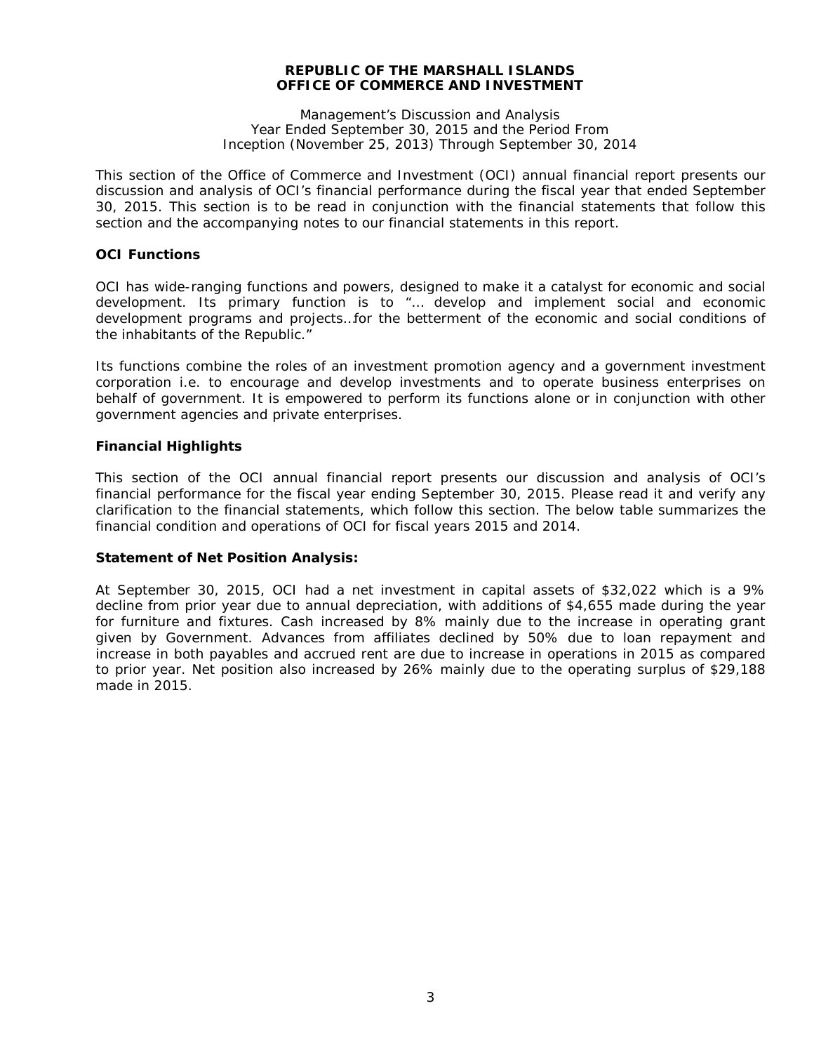**REPUBLIC OF THE MARSHALL ISLANDS**
**OFFICE OF COMMERCE AND INVESTMENT**

Management's Discussion and Analysis
Year Ended September 30, 2015 and the Period From
Inception (November 25, 2013) Through September 30, 2014

This section of the Office of Commerce and Investment (OCI) annual financial report presents our discussion and analysis of OCI's financial performance during the fiscal year that ended September 30, 2015. This section is to be read in conjunction with the financial statements that follow this section and the accompanying notes to our financial statements in this report.

### OCI Functions

OCI has wide-ranging functions and powers, designed to make it a catalyst for economic and social development. Its primary function is to "… develop and implement social and economic development programs and projects…for the betterment of the economic and social conditions of the inhabitants of the Republic."

Its functions combine the roles of an investment promotion agency and a government investment corporation i.e. to encourage and develop investments and to operate business enterprises on behalf of government. It is empowered to perform its functions alone or in conjunction with other government agencies and private enterprises.

### Financial Highlights

This section of the OCI annual financial report presents our discussion and analysis of OCI's financial performance for the fiscal year ending September 30, 2015. Please read it and verify any clarification to the financial statements, which follow this section. The below table summarizes the financial condition and operations of OCI for fiscal years 2015 and 2014.

### Statement of Net Position Analysis:

At September 30, 2015, OCI had a net investment in capital assets of $32,022 which is a 9% decline from prior year due to annual depreciation, with additions of $4,655 made during the year for furniture and fixtures. Cash increased by 8% mainly due to the increase in operating grant given by Government. Advances from affiliates declined by 50% due to loan repayment and increase in both payables and accrued rent are due to increase in operations in 2015 as compared to prior year. Net position also increased by 26% mainly due to the operating surplus of $29,188 made in 2015.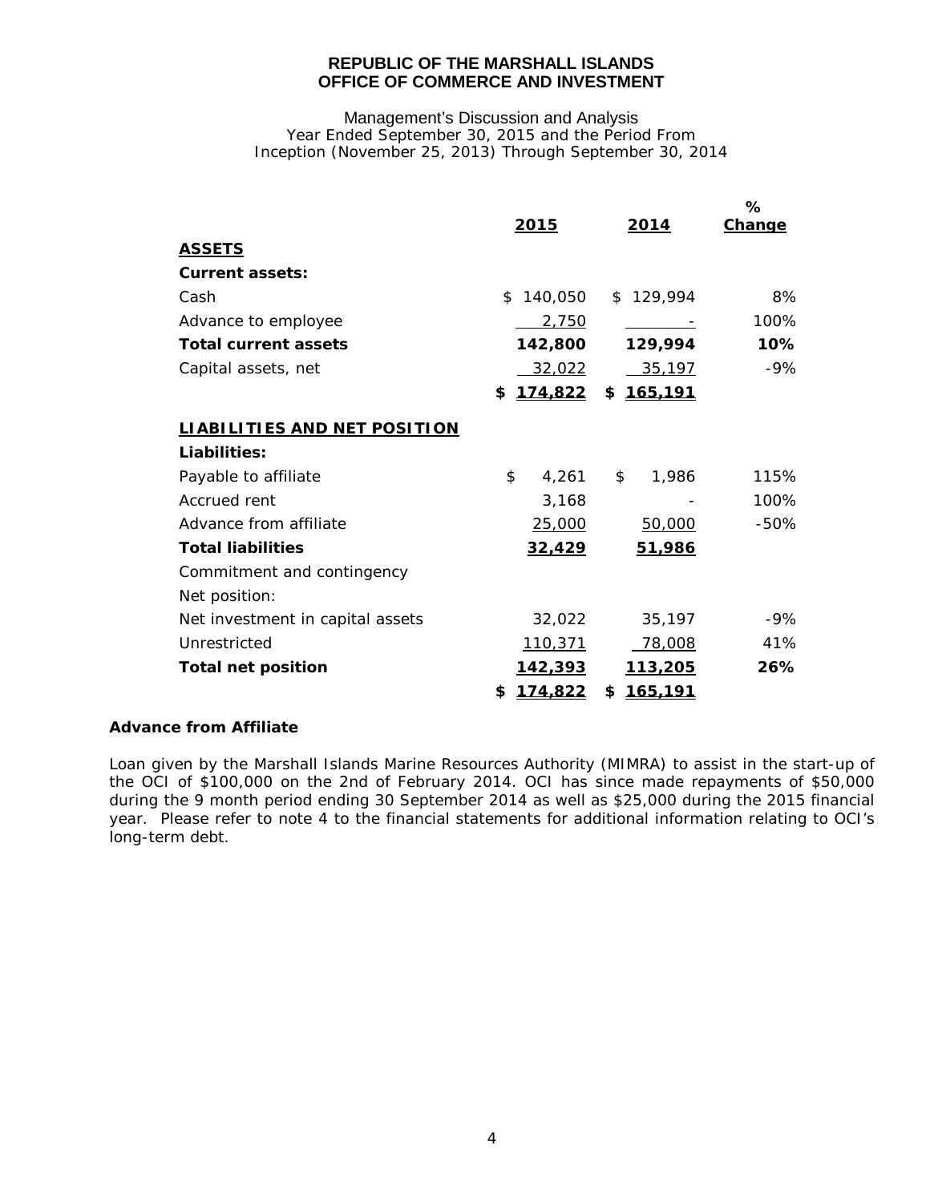**REPUBLIC OF THE MARSHALL ISLANDS**
**OFFICE OF COMMERCE AND INVESTMENT**

Management's Discussion and Analysis
Year Ended September 30, 2015 and the Period From
Inception (November 25, 2013) Through September 30, 2014

| | 2015 | 2014 | % Change |
|---|---|---|---|
| **ASSETS** | | | |
| **Current assets:** | | | |
| Cash | $ 140,050 | $ 129,994 | 8% |
| Advance to employee | 2,750 | - | 100% |
| **Total current assets** | **142,800** | **129,994** | **10%** |
| Capital assets, net | 32,022 | 35,197 | -9% |
| | **$ 174,822** | **$ 165,191** | |
| **LIABILITIES AND NET POSITION** | | | |
| **Liabilities:** | | | |
| Payable to affiliate | $ 4,261 | $ 1,986 | 115% |
| Accrued rent | 3,168 | - | 100% |
| Advance from affiliate | 25,000 | 50,000 | -50% |
| **Total liabilities** | **32,429** | **51,986** | |
| Commitment and contingency | | | |
| Net position: | | | |
| Net investment in capital assets | 32,022 | 35,197 | -9% |
| Unrestricted | 110,371 | 78,008 | 41% |
| **Total net position** | **142,393** | **113,205** | **26%** |
| | **$ 174,822** | **$ 165,191** | |

**Advance from Affiliate**

Loan given by the Marshall Islands Marine Resources Authority (MIMRA) to assist in the start-up of the OCI of $100,000 on the 2nd of February 2014. OCI has since made repayments of $50,000 during the 9 month period ending 30 September 2014 as well as $25,000 during the 2015 financial year. Please refer to note 4 to the financial statements for additional information relating to OCI's long-term debt.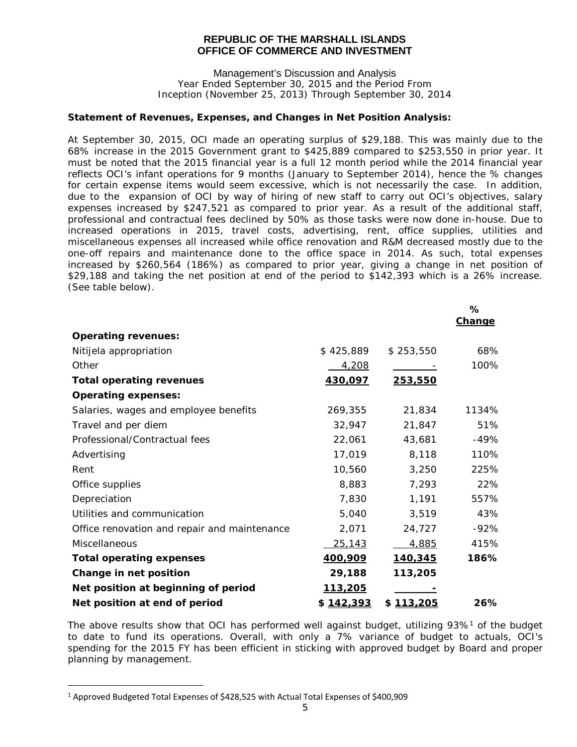**REPUBLIC OF THE MARSHALL ISLANDS**
**OFFICE OF COMMERCE AND INVESTMENT**

Management's Discussion and Analysis
Year Ended September 30, 2015 and the Period From
Inception (November 25, 2013) Through September 30, 2014

**Statement of Revenues, Expenses, and Changes in Net Position Analysis:**

At September 30, 2015, OCI made an operating surplus of $29,188. This was mainly due to the 68% increase in the 2015 Government grant to $425,889 compared to $253,550 in prior year. It must be noted that the 2015 financial year is a full 12 month period while the 2014 financial year reflects OCI's infant operations for 9 months (January to September 2014), hence the % changes for certain expense items would seem excessive, which is not necessarily the case. In addition, due to the expansion of OCI by way of hiring of new staff to carry out OCI's objectives, salary expenses increased by $247,521 as compared to prior year. As a result of the additional staff, professional and contractual fees declined by 50% as those tasks were now done in-house. Due to increased operations in 2015, travel costs, advertising, rent, office supplies, utilities and miscellaneous expenses all increased while office renovation and R&M decreased mostly due to the one-off repairs and maintenance done to the office space in 2014. As such, total expenses increased by $260,564 (186%) as compared to prior year, giving a change in net position of $29,188 and taking the net position at end of the period to $142,393 which is a 26% increase. (See table below).

| | | | % Change |
|---|---|---|---|
| **Operating revenues:** | | | |
| Nitijela appropriation | $ 425,889 | $ 253,550 | 68% |
| Other | 4,208 | - | 100% |
| **Total operating revenues** | **430,097** | **253,550** | |
| **Operating expenses:** | | | |
| Salaries, wages and employee benefits | 269,355 | 21,834 | 1134% |
| Travel and per diem | 32,947 | 21,847 | 51% |
| Professional/Contractual fees | 22,061 | 43,681 | -49% |
| Advertising | 17,019 | 8,118 | 110% |
| Rent | 10,560 | 3,250 | 225% |
| Office supplies | 8,883 | 7,293 | 22% |
| Depreciation | 7,830 | 1,191 | 557% |
| Utilities and communication | 5,040 | 3,519 | 43% |
| Office renovation and repair and maintenance | 2,071 | 24,727 | -92% |
| Miscellaneous | 25,143 | 4,885 | 415% |
| **Total operating expenses** | **400,909** | **140,345** | **186%** |
| **Change in net position** | **29,188** | **113,205** | |
| **Net position at beginning of period** | **113,205** | **-** | |
| **Net position at end of period** | **$ 142,393** | **$ 113,205** | **26%** |

The above results show that OCI has performed well against budget, utilizing 93%[1] of the budget to date to fund its operations. Overall, with only a 7% variance of budget to actuals, OCI's spending for the 2015 FY has been efficient in sticking with approved budget by Board and proper planning by management.

[1] Approved Budgeted Total Expenses of $428,525 with Actual Total Expenses of $400,909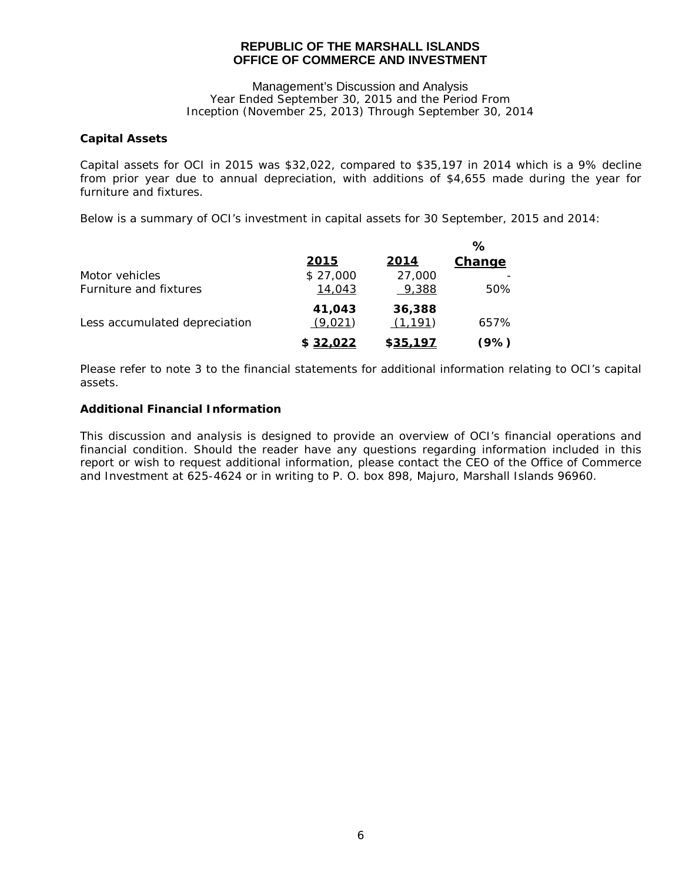**REPUBLIC OF THE MARSHALL ISLANDS**
**OFFICE OF COMMERCE AND INVESTMENT**

Management's Discussion and Analysis
Year Ended September 30, 2015 and the Period From
Inception (November 25, 2013) Through September 30, 2014

### Capital Assets

Capital assets for OCI in 2015 was $32,022, compared to $35,197 in 2014 which is a 9% decline from prior year due to annual depreciation, with additions of $4,655 made during the year for furniture and fixtures.

Below is a summary of OCI's investment in capital assets for 30 September, 2015 and 2014:

| | 2015 | 2014 | % Change |
|---|---|---|---|
| Motor vehicles | $ 27,000 | 27,000 | - |
| Furniture and fixtures | 14,043 | 9,388 | 50% |
| | **41,043** | **36,388** | |
| Less accumulated depreciation | (9,021) | (1,191) | 657% |
| | **$ 32,022** | **$35,197** | **(9%)** |

Please refer to note 3 to the financial statements for additional information relating to OCI's capital assets.

### Additional Financial Information

This discussion and analysis is designed to provide an overview of OCI's financial operations and financial condition. Should the reader have any questions regarding information included in this report or wish to request additional information, please contact the CEO of the Office of Commerce and Investment at 625-4624 or in writing to P. O. box 898, Majuro, Marshall Islands 96960.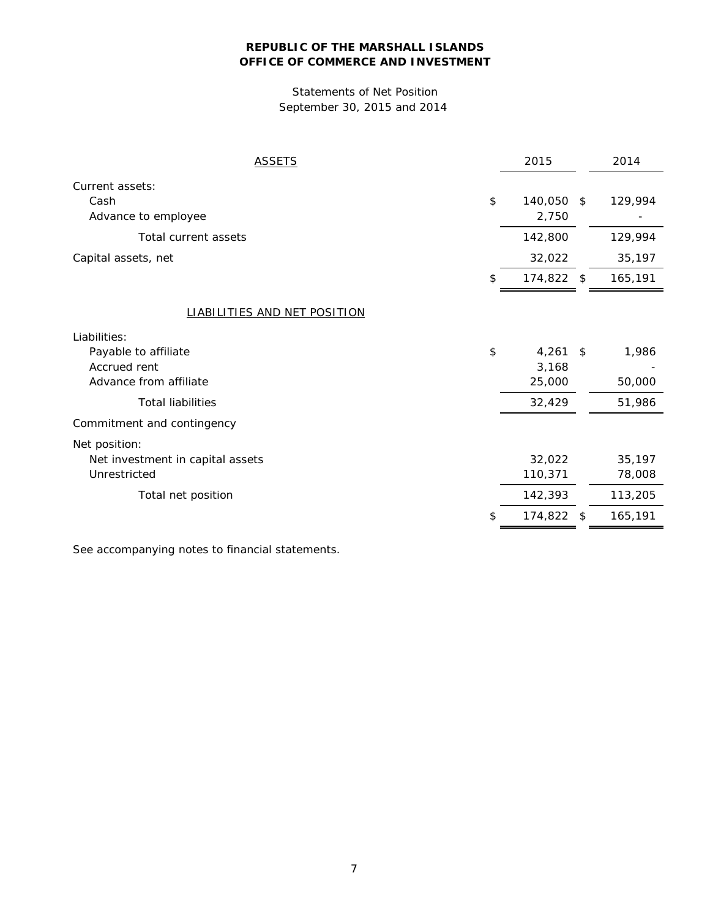**REPUBLIC OF THE MARSHALL ISLANDS**
**OFFICE OF COMMERCE AND INVESTMENT**

Statements of Net Position
September 30, 2015 and 2014

| ASSETS | 2015 | 2014 |
|---|---|---|
| Current assets: | | |
| Cash | $ 140,050 | $ 129,994 |
| Advance to employee | 2,750 | - |
| Total current assets | 142,800 | 129,994 |
| Capital assets, net | 32,022 | 35,197 |
| | $ 174,822 | $ 165,191 |
| **LIABILITIES AND NET POSITION** | | |
| Liabilities: | | |
| Payable to affiliate | $ 4,261 | $ 1,986 |
| Accrued rent | 3,168 | - |
| Advance from affiliate | 25,000 | 50,000 |
| Total liabilities | 32,429 | 51,986 |
| Commitment and contingency | | |
| Net position: | | |
| Net investment in capital assets | 32,022 | 35,197 |
| Unrestricted | 110,371 | 78,008 |
| Total net position | 142,393 | 113,205 |
| | $ 174,822 | $ 165,191 |

See accompanying notes to financial statements.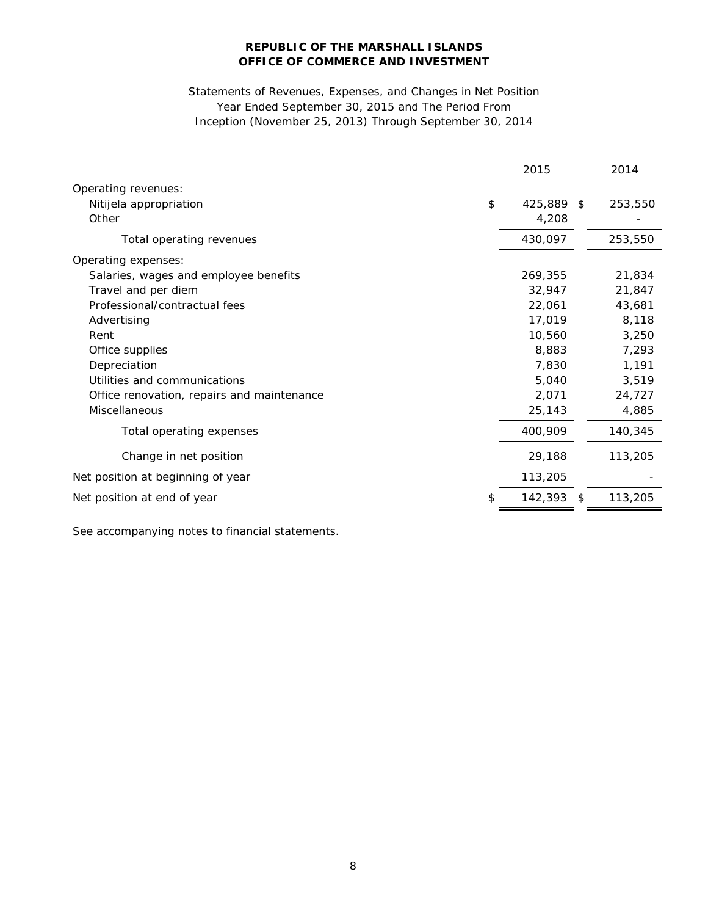**REPUBLIC OF THE MARSHALL ISLANDS**
**OFFICE OF COMMERCE AND INVESTMENT**

Statements of Revenues, Expenses, and Changes in Net Position
Year Ended September 30, 2015 and The Period From
Inception (November 25, 2013) Through September 30, 2014

| | 2015 | 2014 |
|---|---|---|
| Operating revenues: | | |
| Nitijela appropriation | $ 425,889 | $ 253,550 |
| Other | 4,208 | - |
| Total operating revenues | 430,097 | 253,550 |
| Operating expenses: | | |
| Salaries, wages and employee benefits | 269,355 | 21,834 |
| Travel and per diem | 32,947 | 21,847 |
| Professional/contractual fees | 22,061 | 43,681 |
| Advertising | 17,019 | 8,118 |
| Rent | 10,560 | 3,250 |
| Office supplies | 8,883 | 7,293 |
| Depreciation | 7,830 | 1,191 |
| Utilities and communications | 5,040 | 3,519 |
| Office renovation, repairs and maintenance | 2,071 | 24,727 |
| Miscellaneous | 25,143 | 4,885 |
| Total operating expenses | 400,909 | 140,345 |
| Change in net position | 29,188 | 113,205 |
| Net position at beginning of year | 113,205 | - |
| Net position at end of year | $ 142,393 | $ 113,205 |

See accompanying notes to financial statements.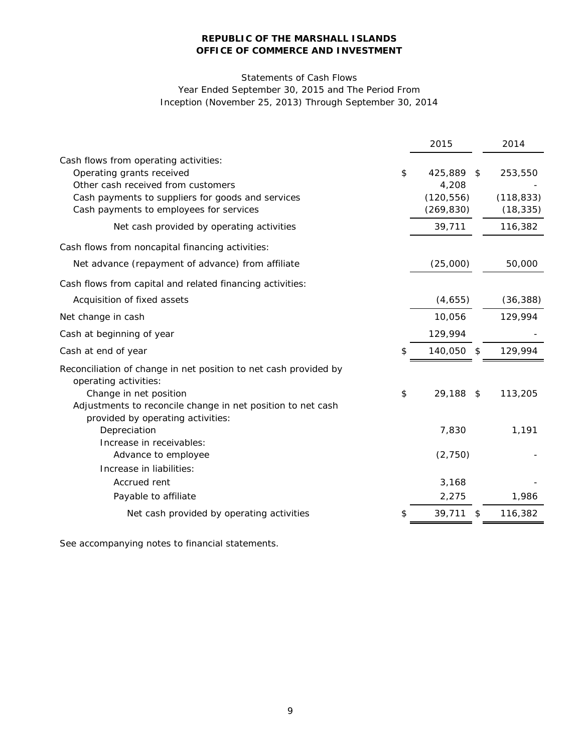# REPUBLIC OF THE MARSHALL ISLANDS
# OFFICE OF COMMERCE AND INVESTMENT

Statements of Cash Flows
Year Ended September 30, 2015 and The Period From
Inception (November 25, 2013) Through September 30, 2014

| | 2015 | 2014 |
|---|---|---|
| Cash flows from operating activities: | | |
| Operating grants received | $ 425,889 | $ 253,550 |
| Other cash received from customers | 4,208 | - |
| Cash payments to suppliers for goods and services | (120,556) | (118,833) |
| Cash payments to employees for services | (269,830) | (18,335) |
| Net cash provided by operating activities | 39,711 | 116,382 |
| Cash flows from noncapital financing activities: | | |
| Net advance (repayment of advance) from affiliate | (25,000) | 50,000 |
| Cash flows from capital and related financing activities: | | |
| Acquisition of fixed assets | (4,655) | (36,388) |
| Net change in cash | 10,056 | 129,994 |
| Cash at beginning of year | 129,994 | - |
| Cash at end of year | $ 140,050 | $ 129,994 |
| Reconciliation of change in net position to net cash provided by operating activities: | | |
| Change in net position | $ 29,188 | $ 113,205 |
| Adjustments to reconcile change in net position to net cash provided by operating activities: | | |
| Depreciation | 7,830 | 1,191 |
| Increase in receivables: | | |
| Advance to employee | (2,750) | - |
| Increase in liabilities: | | |
| Accrued rent | 3,168 | - |
| Payable to affiliate | 2,275 | 1,986 |
| Net cash provided by operating activities | $ 39,711 | $ 116,382 |

See accompanying notes to financial statements.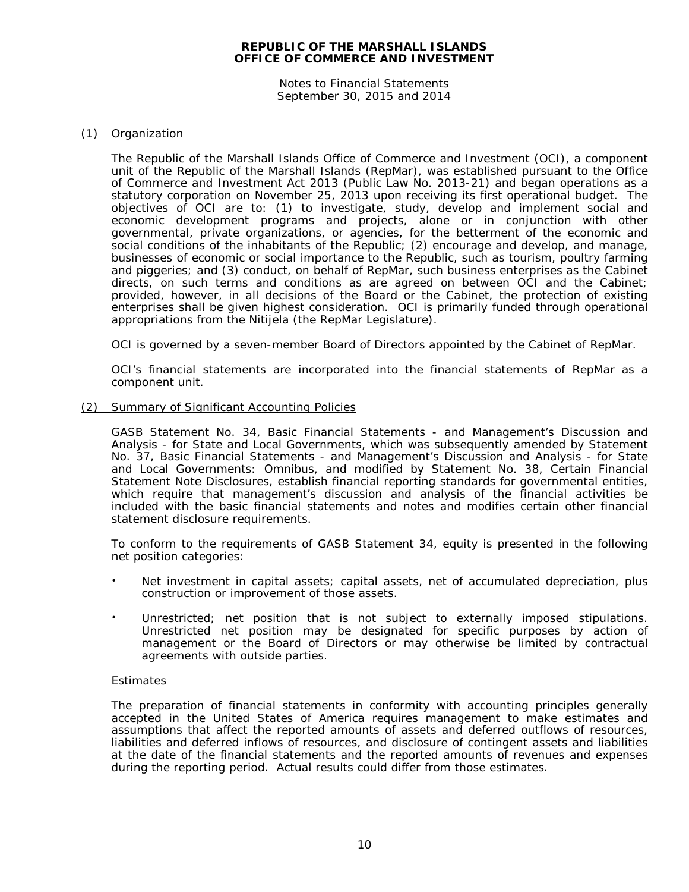# REPUBLIC OF THE MARSHALL ISLANDS
# OFFICE OF COMMERCE AND INVESTMENT

Notes to Financial Statements
September 30, 2015 and 2014

## (1) Organization

The Republic of the Marshall Islands Office of Commerce and Investment (OCI), a component unit of the Republic of the Marshall Islands (RepMar), was established pursuant to the Office of Commerce and Investment Act 2013 (Public Law No. 2013-21) and began operations as a statutory corporation on November 25, 2013 upon receiving its first operational budget. The objectives of OCI are to: (1) to investigate, study, develop and implement social and economic development programs and projects, alone or in conjunction with other governmental, private organizations, or agencies, for the betterment of the economic and social conditions of the inhabitants of the Republic; (2) encourage and develop, and manage, businesses of economic or social importance to the Republic, such as tourism, poultry farming and piggeries; and (3) conduct, on behalf of RepMar, such business enterprises as the Cabinet directs, on such terms and conditions as are agreed on between OCI and the Cabinet; provided, however, in all decisions of the Board or the Cabinet, the protection of existing enterprises shall be given highest consideration. OCI is primarily funded through operational appropriations from the Nitijela (the RepMar Legislature).

OCI is governed by a seven-member Board of Directors appointed by the Cabinet of RepMar.

OCI's financial statements are incorporated into the financial statements of RepMar as a component unit.

## (2) Summary of Significant Accounting Policies

GASB Statement No. 34, Basic Financial Statements - and Management's Discussion and Analysis - for State and Local Governments, which was subsequently amended by Statement No. 37, Basic Financial Statements - and Management's Discussion and Analysis - for State and Local Governments: Omnibus, and modified by Statement No. 38, Certain Financial Statement Note Disclosures, establish financial reporting standards for governmental entities, which require that management's discussion and analysis of the financial activities be included with the basic financial statements and notes and modifies certain other financial statement disclosure requirements.

To conform to the requirements of GASB Statement 34, equity is presented in the following net position categories:

- Net investment in capital assets; capital assets, net of accumulated depreciation, plus construction or improvement of those assets.
- Unrestricted; net position that is not subject to externally imposed stipulations. Unrestricted net position may be designated for specific purposes by action of management or the Board of Directors or may otherwise be limited by contractual agreements with outside parties.

### Estimates

The preparation of financial statements in conformity with accounting principles generally accepted in the United States of America requires management to make estimates and assumptions that affect the reported amounts of assets and deferred outflows of resources, liabilities and deferred inflows of resources, and disclosure of contingent assets and liabilities at the date of the financial statements and the reported amounts of revenues and expenses during the reporting period. Actual results could differ from those estimates.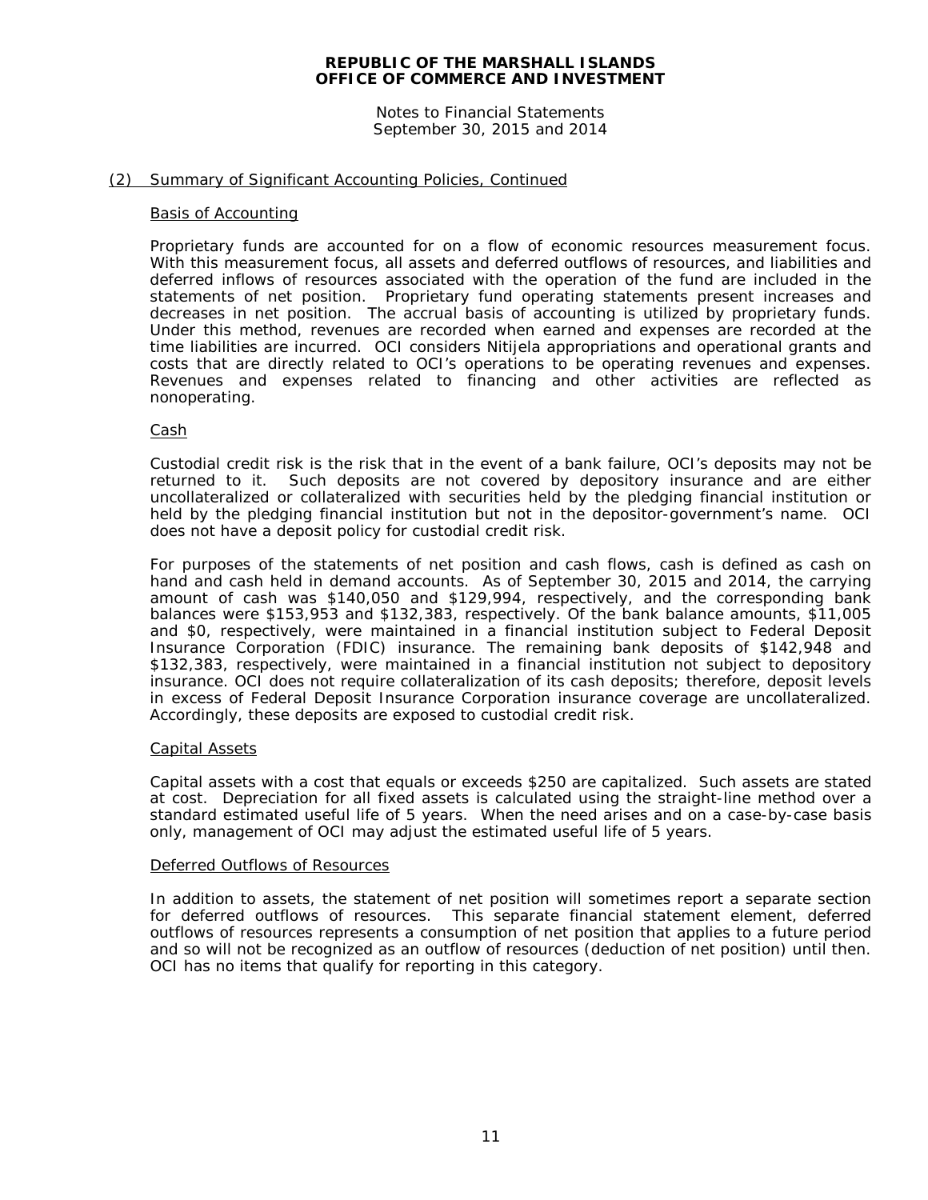**REPUBLIC OF THE MARSHALL ISLANDS**
**OFFICE OF COMMERCE AND INVESTMENT**

Notes to Financial Statements
September 30, 2015 and 2014

## (2) Summary of Significant Accounting Policies, Continued

### Basis of Accounting

Proprietary funds are accounted for on a flow of economic resources measurement focus. With this measurement focus, all assets and deferred outflows of resources, and liabilities and deferred inflows of resources associated with the operation of the fund are included in the statements of net position. Proprietary fund operating statements present increases and decreases in net position. The accrual basis of accounting is utilized by proprietary funds. Under this method, revenues are recorded when earned and expenses are recorded at the time liabilities are incurred. OCI considers Nitijela appropriations and operational grants and costs that are directly related to OCI's operations to be operating revenues and expenses. Revenues and expenses related to financing and other activities are reflected as nonoperating.

### Cash

Custodial credit risk is the risk that in the event of a bank failure, OCI's deposits may not be returned to it. Such deposits are not covered by depository insurance and are either uncollateralized or collateralized with securities held by the pledging financial institution or held by the pledging financial institution but not in the depositor-government's name. OCI does not have a deposit policy for custodial credit risk.

For purposes of the statements of net position and cash flows, cash is defined as cash on hand and cash held in demand accounts. As of September 30, 2015 and 2014, the carrying amount of cash was $140,050 and $129,994, respectively, and the corresponding bank balances were $153,953 and $132,383, respectively. Of the bank balance amounts, $11,005 and $0, respectively, were maintained in a financial institution subject to Federal Deposit Insurance Corporation (FDIC) insurance. The remaining bank deposits of $142,948 and $132,383, respectively, were maintained in a financial institution not subject to depository insurance. OCI does not require collateralization of its cash deposits; therefore, deposit levels in excess of Federal Deposit Insurance Corporation insurance coverage are uncollateralized. Accordingly, these deposits are exposed to custodial credit risk.

### Capital Assets

Capital assets with a cost that equals or exceeds $250 are capitalized. Such assets are stated at cost. Depreciation for all fixed assets is calculated using the straight-line method over a standard estimated useful life of 5 years. When the need arises and on a case-by-case basis only, management of OCI may adjust the estimated useful life of 5 years.

### Deferred Outflows of Resources

In addition to assets, the statement of net position will sometimes report a separate section for deferred outflows of resources. This separate financial statement element, deferred outflows of resources represents a consumption of net position that applies to a future period and so will not be recognized as an outflow of resources (deduction of net position) until then. OCI has no items that qualify for reporting in this category.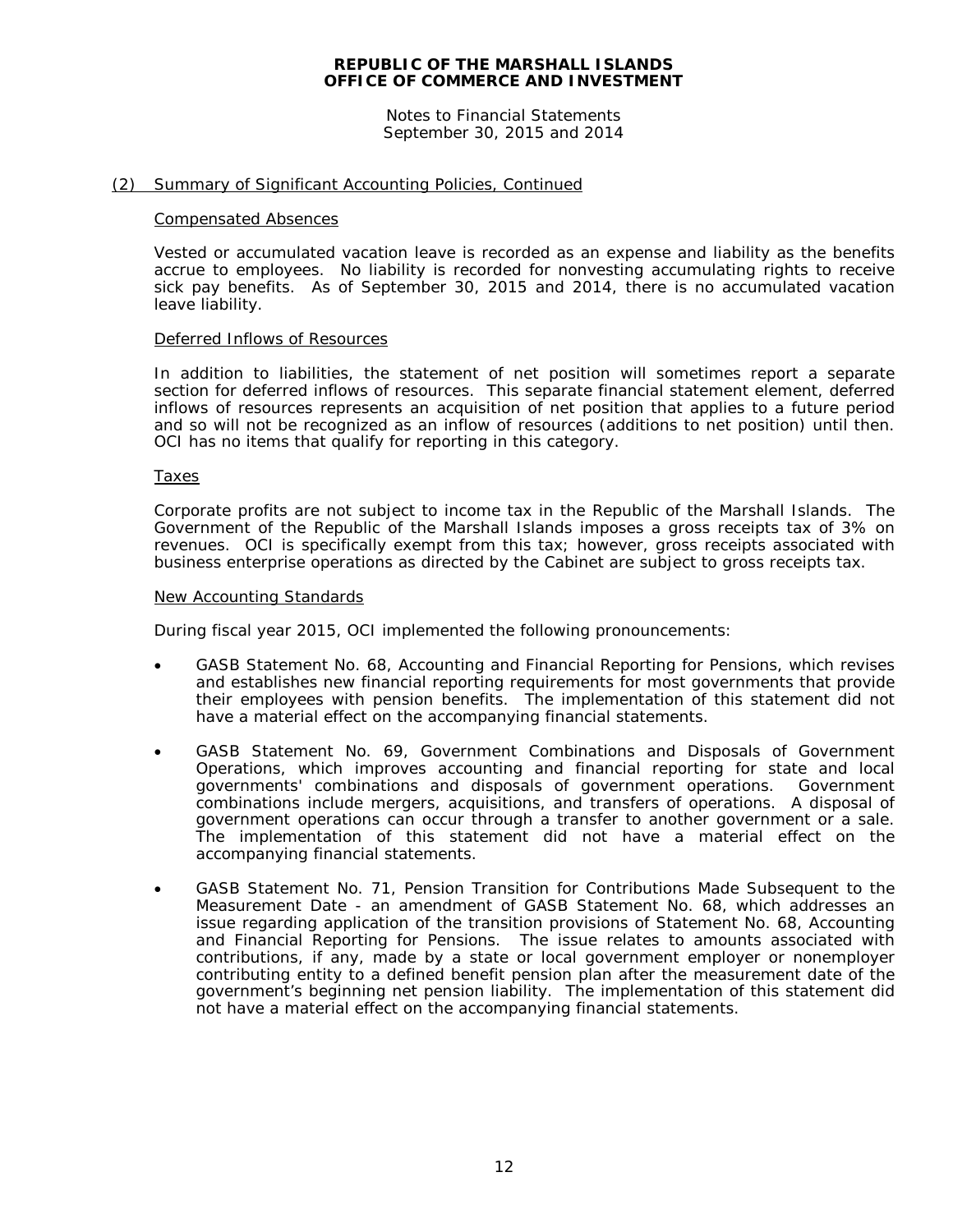## (2) Summary of Significant Accounting Policies, Continued

### Compensated Absences

Vested or accumulated vacation leave is recorded as an expense and liability as the benefits accrue to employees. No liability is recorded for nonvesting accumulating rights to receive sick pay benefits. As of September 30, 2015 and 2014, there is no accumulated vacation leave liability.

### Deferred Inflows of Resources

In addition to liabilities, the statement of net position will sometimes report a separate section for deferred inflows of resources. This separate financial statement element, deferred inflows of resources represents an acquisition of net position that applies to a future period and so will not be recognized as an inflow of resources (additions to net position) until then. OCI has no items that qualify for reporting in this category.

### Taxes

Corporate profits are not subject to income tax in the Republic of the Marshall Islands. The Government of the Republic of the Marshall Islands imposes a gross receipts tax of 3% on revenues. OCI is specifically exempt from this tax; however, gross receipts associated with business enterprise operations as directed by the Cabinet are subject to gross receipts tax.

### New Accounting Standards

During fiscal year 2015, OCI implemented the following pronouncements:

- GASB Statement No. 68, Accounting and Financial Reporting for Pensions, which revises and establishes new financial reporting requirements for most governments that provide their employees with pension benefits. The implementation of this statement did not have a material effect on the accompanying financial statements.

- GASB Statement No. 69, Government Combinations and Disposals of Government Operations, which improves accounting and financial reporting for state and local governments' combinations and disposals of government operations. Government combinations include mergers, acquisitions, and transfers of operations. A disposal of government operations can occur through a transfer to another government or a sale. The implementation of this statement did not have a material effect on the accompanying financial statements.

- GASB Statement No. 71, Pension Transition for Contributions Made Subsequent to the Measurement Date - an amendment of GASB Statement No. 68, which addresses an issue regarding application of the transition provisions of Statement No. 68, Accounting and Financial Reporting for Pensions. The issue relates to amounts associated with contributions, if any, made by a state or local government employer or nonemployer contributing entity to a defined benefit pension plan after the measurement date of the government's beginning net pension liability. The implementation of this statement did not have a material effect on the accompanying financial statements.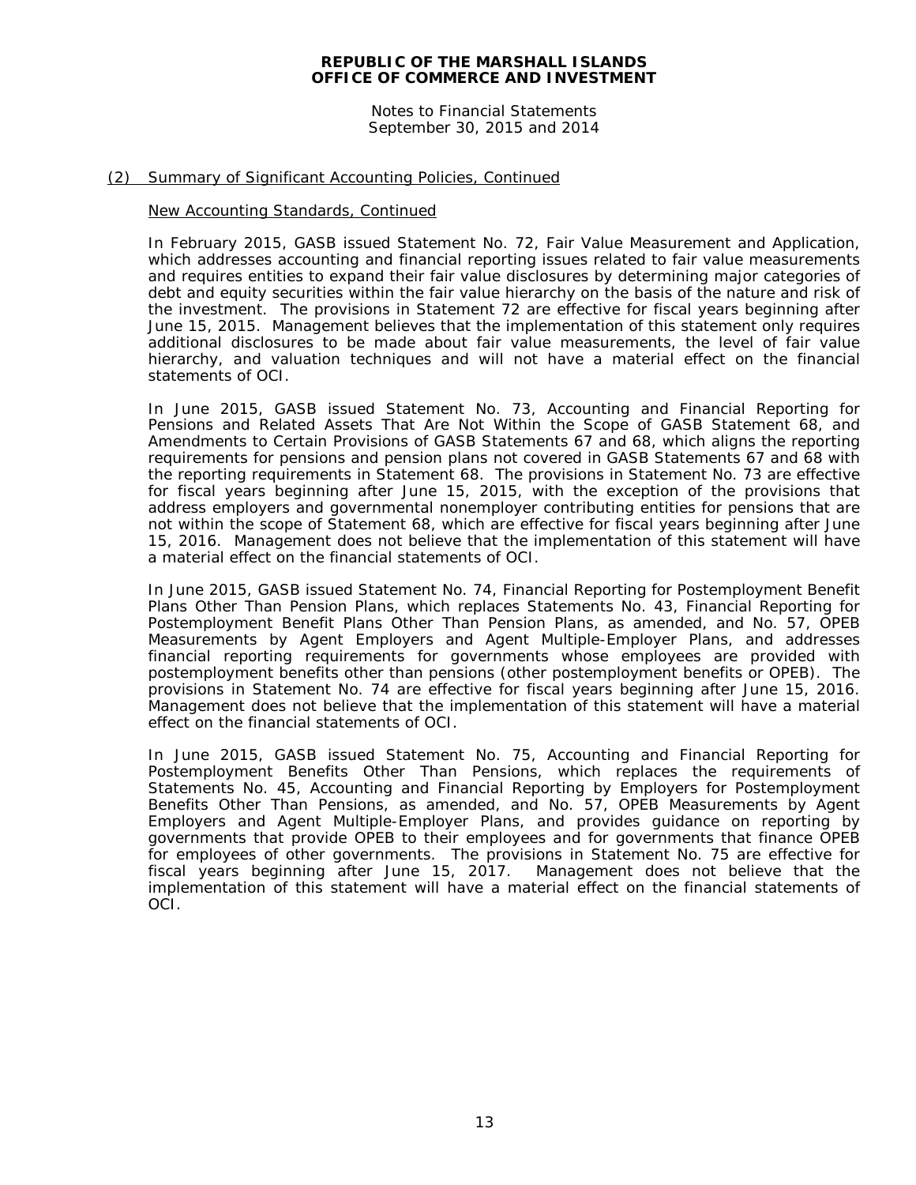## (2) Summary of Significant Accounting Policies, Continued

### New Accounting Standards, Continued

In February 2015, GASB issued Statement No. 72, Fair Value Measurement and Application, which addresses accounting and financial reporting issues related to fair value measurements and requires entities to expand their fair value disclosures by determining major categories of debt and equity securities within the fair value hierarchy on the basis of the nature and risk of the investment. The provisions in Statement 72 are effective for fiscal years beginning after June 15, 2015. Management believes that the implementation of this statement only requires additional disclosures to be made about fair value measurements, the level of fair value hierarchy, and valuation techniques and will not have a material effect on the financial statements of OCI.

In June 2015, GASB issued Statement No. 73, Accounting and Financial Reporting for Pensions and Related Assets That Are Not Within the Scope of GASB Statement 68, and Amendments to Certain Provisions of GASB Statements 67 and 68, which aligns the reporting requirements for pensions and pension plans not covered in GASB Statements 67 and 68 with the reporting requirements in Statement 68. The provisions in Statement No. 73 are effective for fiscal years beginning after June 15, 2015, with the exception of the provisions that address employers and governmental nonemployer contributing entities for pensions that are not within the scope of Statement 68, which are effective for fiscal years beginning after June 15, 2016. Management does not believe that the implementation of this statement will have a material effect on the financial statements of OCI.

In June 2015, GASB issued Statement No. 74, Financial Reporting for Postemployment Benefit Plans Other Than Pension Plans, which replaces Statements No. 43, Financial Reporting for Postemployment Benefit Plans Other Than Pension Plans, as amended, and No. 57, OPEB Measurements by Agent Employers and Agent Multiple-Employer Plans, and addresses financial reporting requirements for governments whose employees are provided with postemployment benefits other than pensions (other postemployment benefits or OPEB). The provisions in Statement No. 74 are effective for fiscal years beginning after June 15, 2016. Management does not believe that the implementation of this statement will have a material effect on the financial statements of OCI.

In June 2015, GASB issued Statement No. 75, Accounting and Financial Reporting for Postemployment Benefits Other Than Pensions, which replaces the requirements of Statements No. 45, Accounting and Financial Reporting by Employers for Postemployment Benefits Other Than Pensions, as amended, and No. 57, OPEB Measurements by Agent Employers and Agent Multiple-Employer Plans, and provides guidance on reporting by governments that provide OPEB to their employees and for governments that finance OPEB for employees of other governments. The provisions in Statement No. 75 are effective for fiscal years beginning after June 15, 2017. Management does not believe that the implementation of this statement will have a material effect on the financial statements of OCI.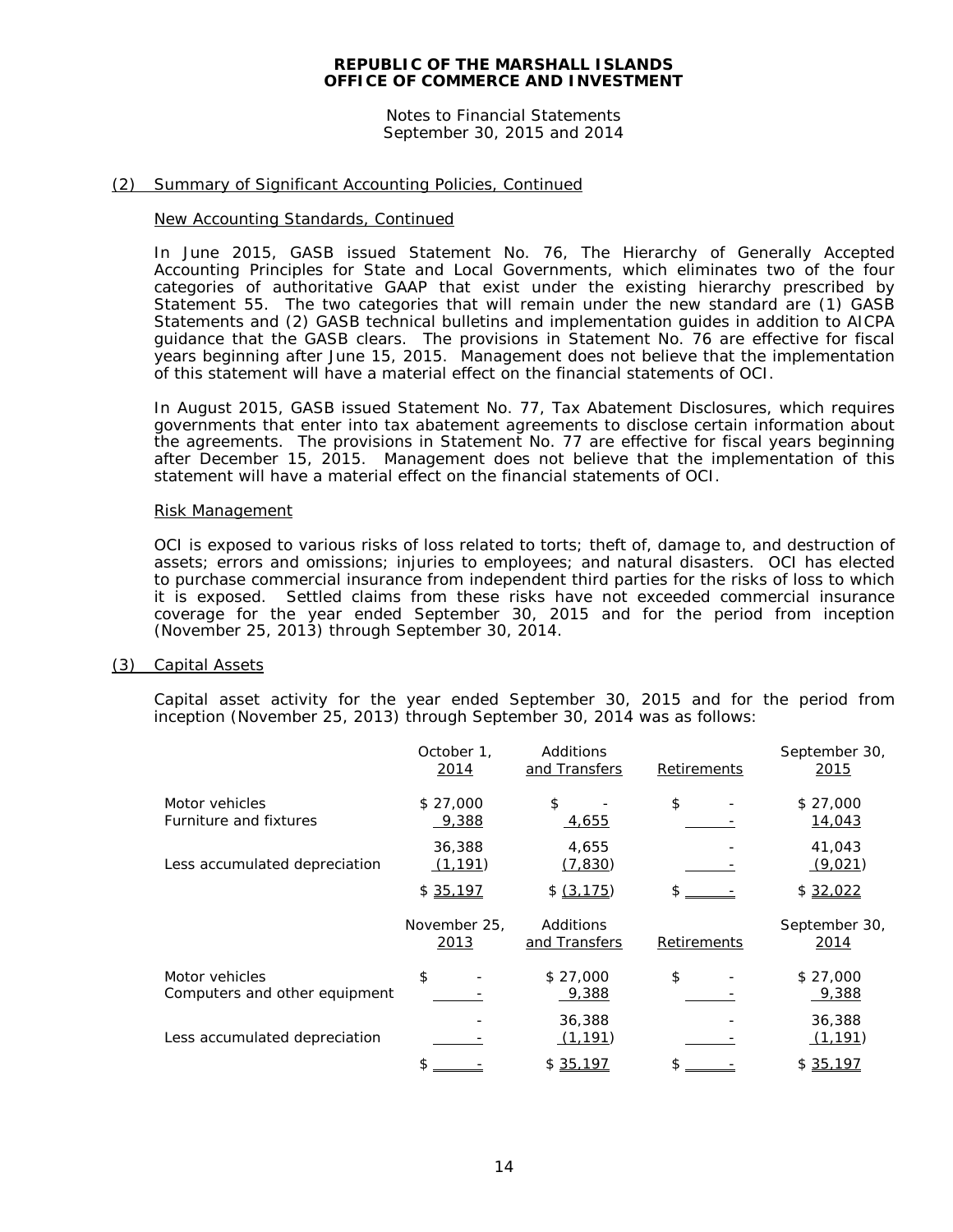**REPUBLIC OF THE MARSHALL ISLANDS**
**OFFICE OF COMMERCE AND INVESTMENT**

Notes to Financial Statements
September 30, 2015 and 2014

## (2) Summary of Significant Accounting Policies, Continued

### New Accounting Standards, Continued

In June 2015, GASB issued Statement No. 76, The Hierarchy of Generally Accepted Accounting Principles for State and Local Governments, which eliminates two of the four categories of authoritative GAAP that exist under the existing hierarchy prescribed by Statement 55. The two categories that will remain under the new standard are (1) GASB Statements and (2) GASB technical bulletins and implementation guides in addition to AICPA guidance that the GASB clears. The provisions in Statement No. 76 are effective for fiscal years beginning after June 15, 2015. Management does not believe that the implementation of this statement will have a material effect on the financial statements of OCI.

In August 2015, GASB issued Statement No. 77, Tax Abatement Disclosures, which requires governments that enter into tax abatement agreements to disclose certain information about the agreements. The provisions in Statement No. 77 are effective for fiscal years beginning after December 15, 2015. Management does not believe that the implementation of this statement will have a material effect on the financial statements of OCI.

### Risk Management

OCI is exposed to various risks of loss related to torts; theft of, damage to, and destruction of assets; errors and omissions; injuries to employees; and natural disasters. OCI has elected to purchase commercial insurance from independent third parties for the risks of loss to which it is exposed. Settled claims from these risks have not exceeded commercial insurance coverage for the year ended September 30, 2015 and for the period from inception (November 25, 2013) through September 30, 2014.

## (3) Capital Assets

Capital asset activity for the year ended September 30, 2015 and for the period from inception (November 25, 2013) through September 30, 2014 was as follows:

| | October 1, 2014 | Additions and Transfers | Retirements | September 30, 2015 |
|---|---|---|---|---|
| Motor vehicles | $ 27,000 | $ - | $ - | $ 27,000 |
| Furniture and fixtures | 9,388 | 4,655 | - | 14,043 |
| | 36,388 | 4,655 | - | 41,043 |
| Less accumulated depreciation | (1,191) | (7,830) | - | (9,021) |
| | $ 35,197 | $ (3,175) | $ - | $ 32,022 |

| | November 25, 2013 | Additions and Transfers | Retirements | September 30, 2014 |
|---|---|---|---|---|
| Motor vehicles | $ - | $ 27,000 | $ - | $ 27,000 |
| Computers and other equipment | - | 9,388 | - | 9,388 |
| | - | 36,388 | - | 36,388 |
| Less accumulated depreciation | - | (1,191) | - | (1,191) |
| | $ - | $ 35,197 | $ - | $ 35,197 |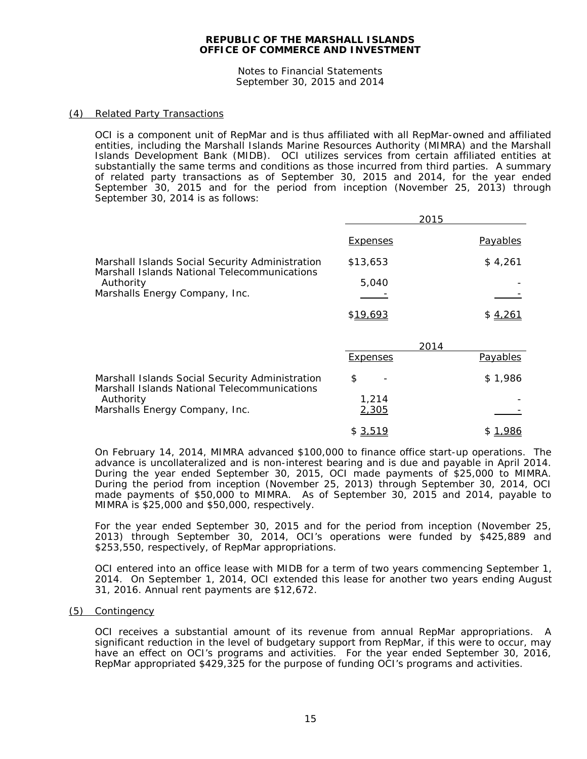# REPUBLIC OF THE MARSHALL ISLANDS
# OFFICE OF COMMERCE AND INVESTMENT

Notes to Financial Statements
September 30, 2015 and 2014

## (4) Related Party Transactions

OCI is a component unit of RepMar and is thus affiliated with all RepMar-owned and affiliated entities, including the Marshall Islands Marine Resources Authority (MIMRA) and the Marshall Islands Development Bank (MIDB). OCI utilizes services from certain affiliated entities at substantially the same terms and conditions as those incurred from third parties. A summary of related party transactions as of September 30, 2015 and 2014, for the year ended September 30, 2015 and for the period from inception (November 25, 2013) through September 30, 2014 is as follows:

| | 2015 | |
|---|---|---|
| | Expenses | Payables |
| Marshall Islands Social Security Administration | $13,653 | $ 4,261 |
| Marshall Islands National Telecommunications Authority | 5,040 | - |
| Marshalls Energy Company, Inc. | - | - |
| | $19,693 | $ 4,261 |

| | 2014 | |
|---|---|---|
| | Expenses | Payables |
| Marshall Islands Social Security Administration | $ - | $ 1,986 |
| Marshall Islands National Telecommunications Authority | 1,214 | - |
| Marshalls Energy Company, Inc. | 2,305 | - |
| | $ 3,519 | $ 1,986 |

On February 14, 2014, MIMRA advanced $100,000 to finance office start-up operations. The advance is uncollateralized and is non-interest bearing and is due and payable in April 2014. During the year ended September 30, 2015, OCI made payments of $25,000 to MIMRA. During the period from inception (November 25, 2013) through September 30, 2014, OCI made payments of $50,000 to MIMRA. As of September 30, 2015 and 2014, payable to MIMRA is $25,000 and $50,000, respectively.

For the year ended September 30, 2015 and for the period from inception (November 25, 2013) through September 30, 2014, OCI's operations were funded by $425,889 and $253,550, respectively, of RepMar appropriations.

OCI entered into an office lease with MIDB for a term of two years commencing September 1, 2014. On September 1, 2014, OCI extended this lease for another two years ending August 31, 2016. Annual rent payments are $12,672.

## (5) Contingency

OCI receives a substantial amount of its revenue from annual RepMar appropriations. A significant reduction in the level of budgetary support from RepMar, if this were to occur, may have an effect on OCI's programs and activities. For the year ended September 30, 2016, RepMar appropriated $429,325 for the purpose of funding OCI's programs and activities.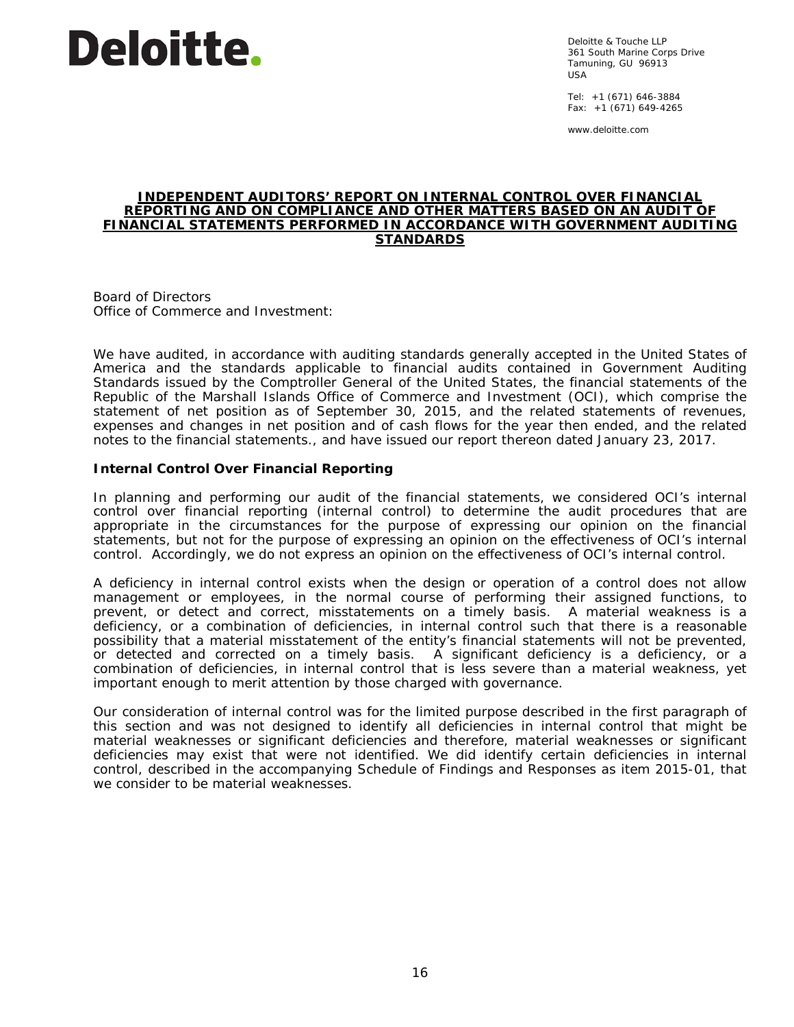Deloitte.

Deloitte & Touche LLP
361 South Marine Corps Drive
Tamuning, GU 96913
USA

Tel: +1 (671) 646-3884
Fax: +1 (671) 649-4265

www.deloitte.com

# INDEPENDENT AUDITORS' REPORT ON INTERNAL CONTROL OVER FINANCIAL REPORTING AND ON COMPLIANCE AND OTHER MATTERS BASED ON AN AUDIT OF FINANCIAL STATEMENTS PERFORMED IN ACCORDANCE WITH GOVERNMENT AUDITING STANDARDS

Board of Directors
Office of Commerce and Investment:

We have audited, in accordance with auditing standards generally accepted in the United States of America and the standards applicable to financial audits contained in Government Auditing Standards issued by the Comptroller General of the United States, the financial statements of the Republic of the Marshall Islands Office of Commerce and Investment (OCI), which comprise the statement of net position as of September 30, 2015, and the related statements of revenues, expenses and changes in net position and of cash flows for the year then ended, and the related notes to the financial statements., and have issued our report thereon dated January 23, 2017.

**Internal Control Over Financial Reporting**

In planning and performing our audit of the financial statements, we considered OCI's internal control over financial reporting (internal control) to determine the audit procedures that are appropriate in the circumstances for the purpose of expressing our opinion on the financial statements, but not for the purpose of expressing an opinion on the effectiveness of OCI's internal control. Accordingly, we do not express an opinion on the effectiveness of OCI's internal control.

A deficiency in internal control exists when the design or operation of a control does not allow management or employees, in the normal course of performing their assigned functions, to prevent, or detect and correct, misstatements on a timely basis. A material weakness is a deficiency, or a combination of deficiencies, in internal control such that there is a reasonable possibility that a material misstatement of the entity's financial statements will not be prevented, or detected and corrected on a timely basis. A significant deficiency is a deficiency, or a combination of deficiencies, in internal control that is less severe than a material weakness, yet important enough to merit attention by those charged with governance.

Our consideration of internal control was for the limited purpose described in the first paragraph of this section and was not designed to identify all deficiencies in internal control that might be material weaknesses or significant deficiencies and therefore, material weaknesses or significant deficiencies may exist that were not identified. We did identify certain deficiencies in internal control, described in the accompanying Schedule of Findings and Responses as item 2015-01, that we consider to be material weaknesses.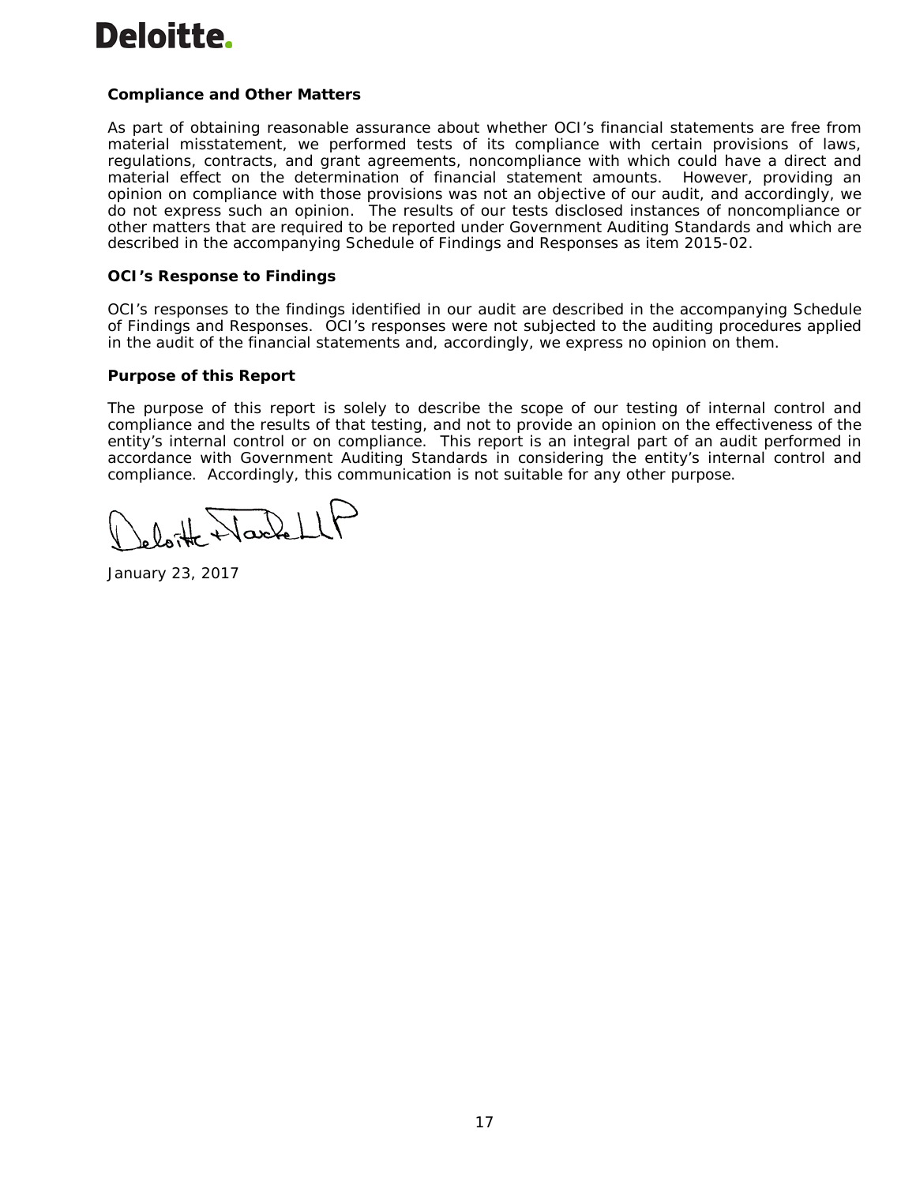**Deloitte.**

**Compliance and Other Matters**

As part of obtaining reasonable assurance about whether OCI's financial statements are free from material misstatement, we performed tests of its compliance with certain provisions of laws, regulations, contracts, and grant agreements, noncompliance with which could have a direct and material effect on the determination of financial statement amounts. However, providing an opinion on compliance with those provisions was not an objective of our audit, and accordingly, we do not express such an opinion. The results of our tests disclosed instances of noncompliance or other matters that are required to be reported under Government Auditing Standards and which are described in the accompanying Schedule of Findings and Responses as item 2015-02.

**OCI's Response to Findings**

OCI's responses to the findings identified in our audit are described in the accompanying Schedule of Findings and Responses. OCI's responses were not subjected to the auditing procedures applied in the audit of the financial statements and, accordingly, we express no opinion on them.

**Purpose of this Report**

The purpose of this report is solely to describe the scope of our testing of internal control and compliance and the results of that testing, and not to provide an opinion on the effectiveness of the entity's internal control or on compliance. This report is an integral part of an audit performed in accordance with Government Auditing Standards in considering the entity's internal control and compliance. Accordingly, this communication is not suitable for any other purpose.

Deloitte & Touche LLP

January 23, 2017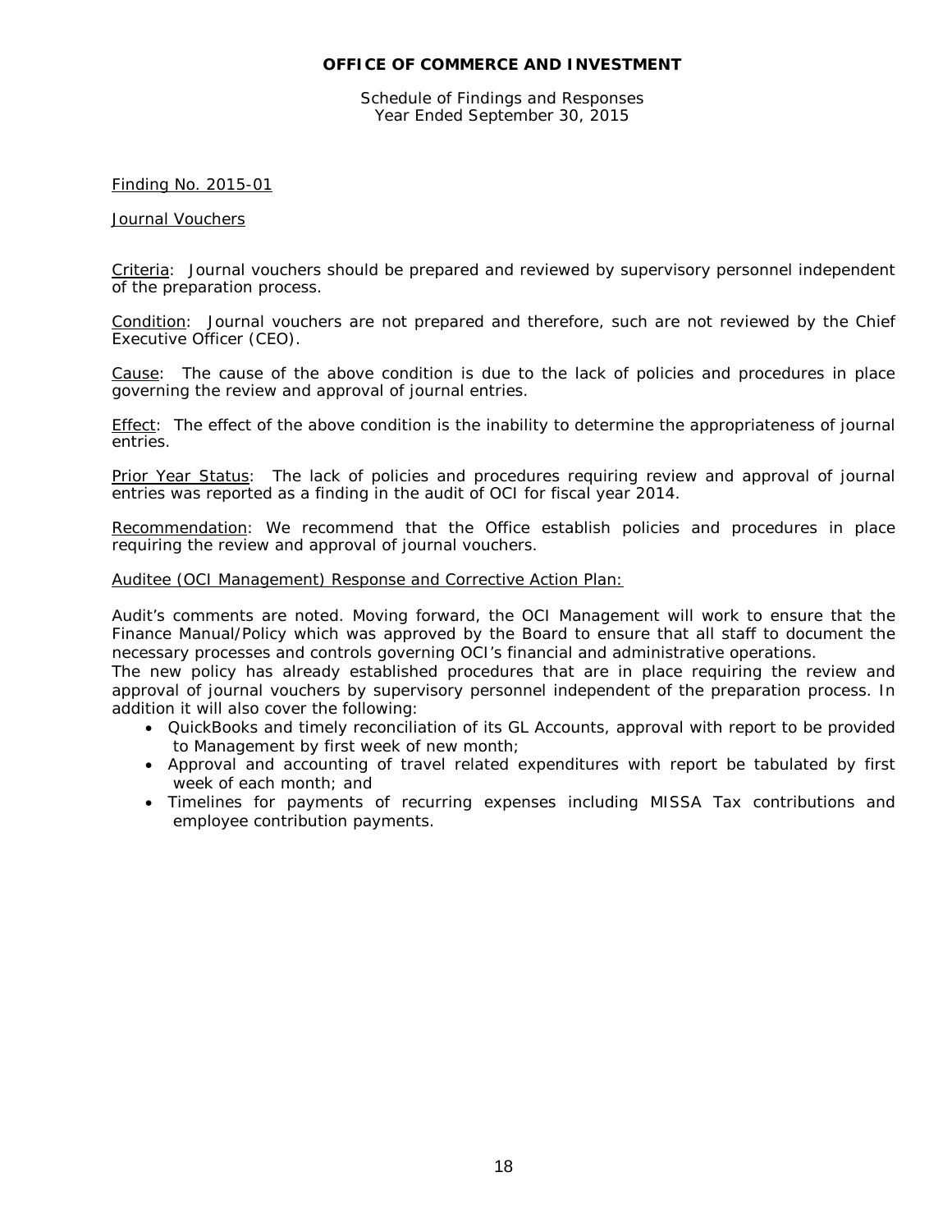**OFFICE OF COMMERCE AND INVESTMENT**

Schedule of Findings and Responses
Year Ended September 30, 2015

Finding No. 2015-01

Journal Vouchers

Criteria: Journal vouchers should be prepared and reviewed by supervisory personnel independent of the preparation process.

Condition: Journal vouchers are not prepared and therefore, such are not reviewed by the Chief Executive Officer (CEO).

Cause: The cause of the above condition is due to the lack of policies and procedures in place governing the review and approval of journal entries.

Effect: The effect of the above condition is the inability to determine the appropriateness of journal entries.

Prior Year Status: The lack of policies and procedures requiring review and approval of journal entries was reported as a finding in the audit of OCI for fiscal year 2014.

Recommendation: We recommend that the Office establish policies and procedures in place requiring the review and approval of journal vouchers.

Auditee (OCI Management) Response and Corrective Action Plan:

Audit's comments are noted. Moving forward, the OCI Management will work to ensure that the Finance Manual/Policy which was approved by the Board to ensure that all staff to document the necessary processes and controls governing OCI's financial and administrative operations.
The new policy has already established procedures that are in place requiring the review and approval of journal vouchers by supervisory personnel independent of the preparation process. In addition it will also cover the following:

- QuickBooks and timely reconciliation of its GL Accounts, approval with report to be provided to Management by first week of new month;
- Approval and accounting of travel related expenditures with report be tabulated by first week of each month; and
- Timelines for payments of recurring expenses including MISSA Tax contributions and employee contribution payments.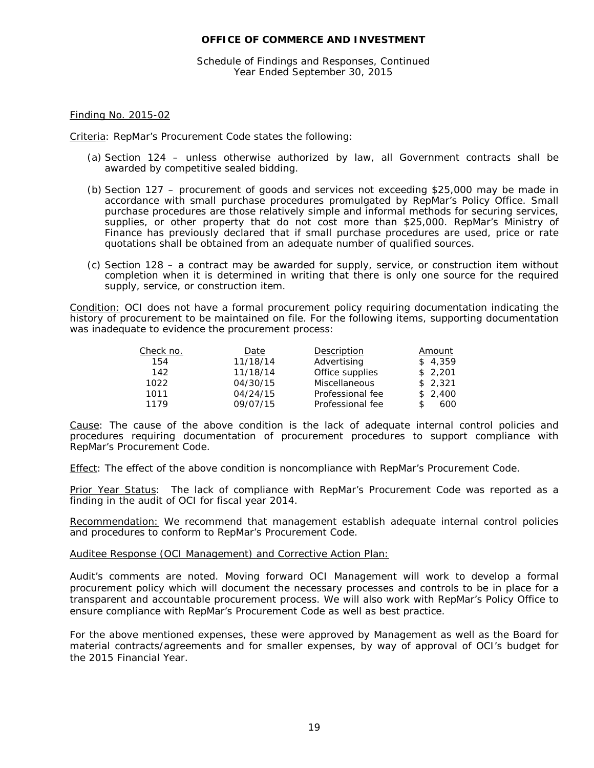**OFFICE OF COMMERCE AND INVESTMENT**

Schedule of Findings and Responses, Continued
Year Ended September 30, 2015

Finding No. 2015-02

Criteria: RepMar's Procurement Code states the following:

(a) Section 124 – unless otherwise authorized by law, all Government contracts shall be awarded by competitive sealed bidding.

(b) Section 127 – procurement of goods and services not exceeding $25,000 may be made in accordance with small purchase procedures promulgated by RepMar's Policy Office. Small purchase procedures are those relatively simple and informal methods for securing services, supplies, or other property that do not cost more than $25,000. RepMar's Ministry of Finance has previously declared that if small purchase procedures are used, price or rate quotations shall be obtained from an adequate number of qualified sources.

(c) Section 128 – a contract may be awarded for supply, service, or construction item without completion when it is determined in writing that there is only one source for the required supply, service, or construction item.

Condition: OCI does not have a formal procurement policy requiring documentation indicating the history of procurement to be maintained on file. For the following items, supporting documentation was inadequate to evidence the procurement process:

| Check no. | Date | Description | Amount |
|---|---|---|---|
| 154 | 11/18/14 | Advertising | $ 4,359 |
| 142 | 11/18/14 | Office supplies | $ 2,201 |
| 1022 | 04/30/15 | Miscellaneous | $ 2,321 |
| 1011 | 04/24/15 | Professional fee | $ 2,400 |
| 1179 | 09/07/15 | Professional fee | $ 600 |

Cause: The cause of the above condition is the lack of adequate internal control policies and procedures requiring documentation of procurement procedures to support compliance with RepMar's Procurement Code.

Effect: The effect of the above condition is noncompliance with RepMar's Procurement Code.

Prior Year Status: The lack of compliance with RepMar's Procurement Code was reported as a finding in the audit of OCI for fiscal year 2014.

Recommendation: We recommend that management establish adequate internal control policies and procedures to conform to RepMar's Procurement Code.

Auditee Response (OCI Management) and Corrective Action Plan:

Audit's comments are noted. Moving forward OCI Management will work to develop a formal procurement policy which will document the necessary processes and controls to be in place for a transparent and accountable procurement process. We will also work with RepMar's Policy Office to ensure compliance with RepMar's Procurement Code as well as best practice.

For the above mentioned expenses, these were approved by Management as well as the Board for material contracts/agreements and for smaller expenses, by way of approval of OCI's budget for the 2015 Financial Year.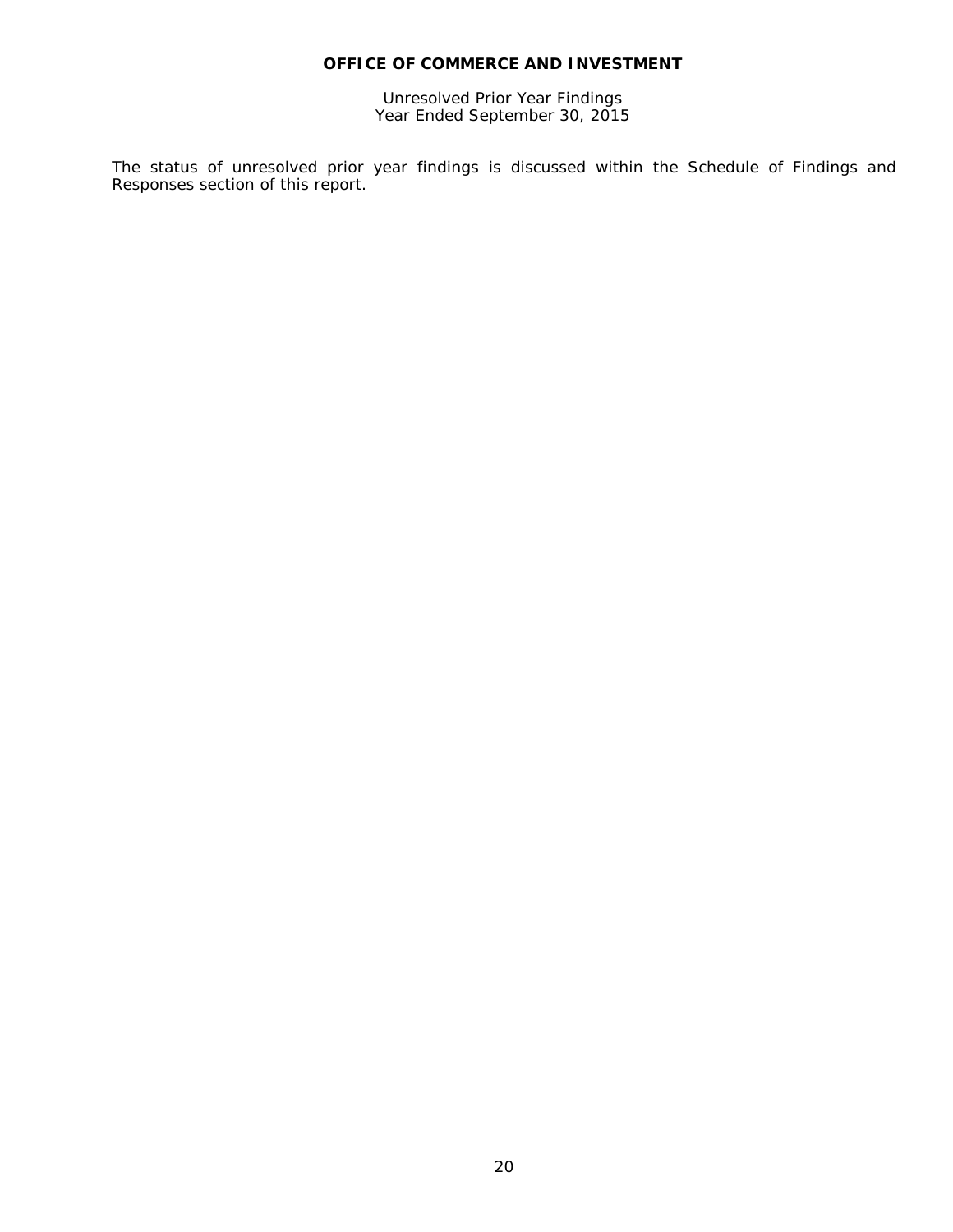**OFFICE OF COMMERCE AND INVESTMENT**

Unresolved Prior Year Findings
Year Ended September 30, 2015

The status of unresolved prior year findings is discussed within the Schedule of Findings and Responses section of this report.